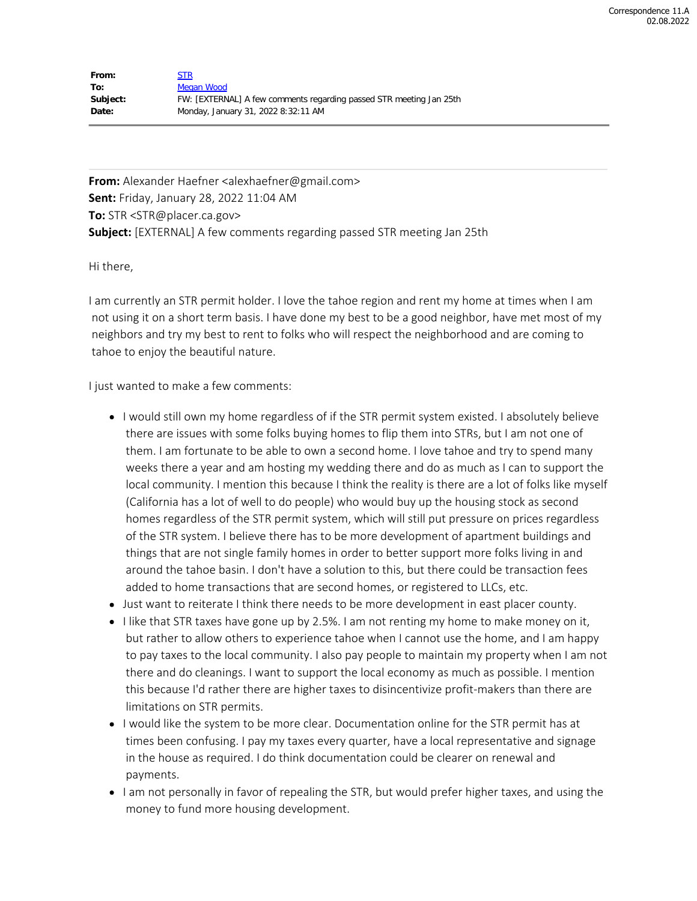Correspondence 11.A
02.08.2022

| | |
|---|---|
| **From:** | STR |
| **To:** | Megan Wood |
| **Subject:** | FW: [EXTERNAL] A few comments regarding passed STR meeting Jan 25th |
| **Date:** | Monday, January 31, 2022 8:32:11 AM |

---

**From:** Alexander Haefner <alexhaefner@gmail.com>
**Sent:** Friday, January 28, 2022 11:04 AM
**To:** STR <STR@placer.ca.gov>
**Subject:** [EXTERNAL] A few comments regarding passed STR meeting Jan 25th

Hi there,

I am currently an STR permit holder. I love the tahoe region and rent my home at times when I am not using it on a short term basis. I have done my best to be a good neighbor, have met most of my neighbors and try my best to rent to folks who will respect the neighborhood and are coming to tahoe to enjoy the beautiful nature.

I just wanted to make a few comments:

- I would still own my home regardless of if the STR permit system existed. I absolutely believe there are issues with some folks buying homes to flip them into STRs, but I am not one of them. I am fortunate to be able to own a second home. I love tahoe and try to spend many weeks there a year and am hosting my wedding there and do as much as I can to support the local community. I mention this because I think the reality is there are a lot of folks like myself (California has a lot of well to do people) who would buy up the housing stock as second homes regardless of the STR permit system, which will still put pressure on prices regardless of the STR system. I believe there has to be more development of apartment buildings and things that are not single family homes in order to better support more folks living in and around the tahoe basin. I don't have a solution to this, but there could be transaction fees added to home transactions that are second homes, or registered to LLCs, etc.
- Just want to reiterate I think there needs to be more development in east placer county.
- I like that STR taxes have gone up by 2.5%. I am not renting my home to make money on it, but rather to allow others to experience tahoe when I cannot use the home, and I am happy to pay taxes to the local community. I also pay people to maintain my property when I am not there and do cleanings. I want to support the local economy as much as possible. I mention this because I'd rather there are higher taxes to disincentivize profit-makers than there are limitations on STR permits.
- I would like the system to be more clear. Documentation online for the STR permit has at times been confusing. I pay my taxes every quarter, have a local representative and signage in the house as required. I do think documentation could be clearer on renewal and payments.
- I am not personally in favor of repealing the STR, but would prefer higher taxes, and using the money to fund more housing development.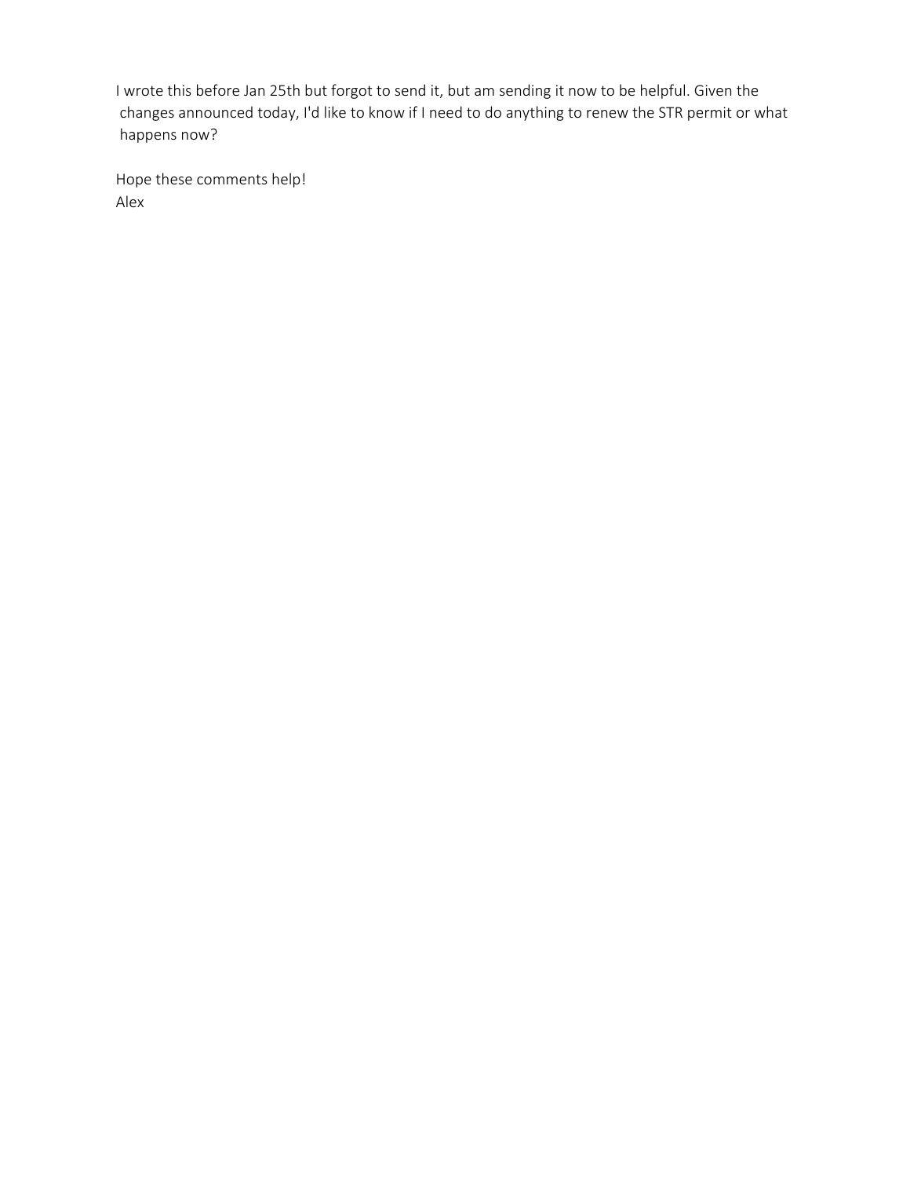I wrote this before Jan 25th but forgot to send it, but am sending it now to be helpful. Given the changes announced today, I'd like to know if I need to do anything to renew the STR permit or what happens now?

Hope these comments help!
Alex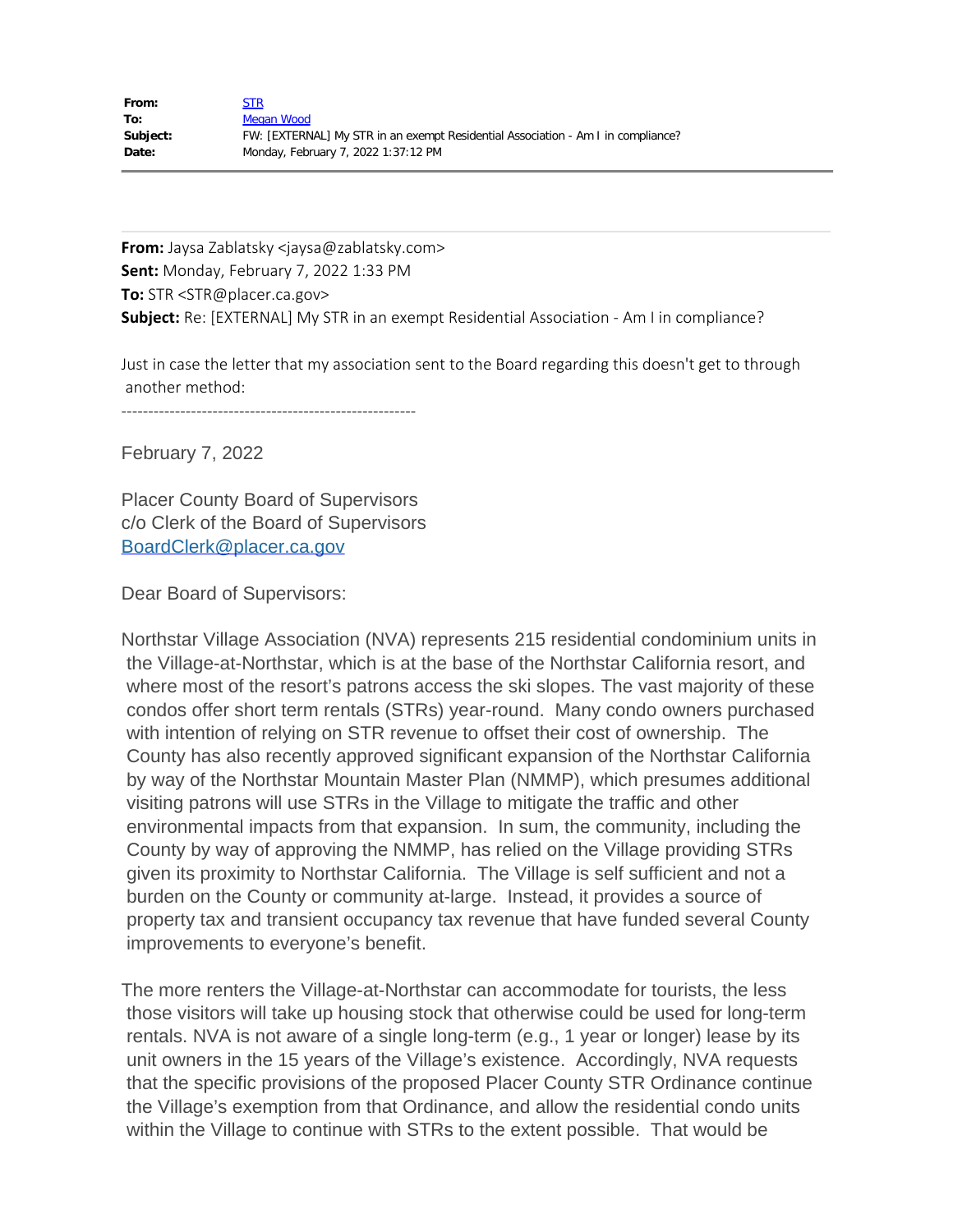| | |
|---|---|
| **From:** | STR |
| **To:** | Megan Wood |
| **Subject:** | FW: [EXTERNAL] My STR in an exempt Residential Association - Am I in compliance? |
| **Date:** | Monday, February 7, 2022 1:37:12 PM |

---

**From:** Jaysa Zablatsky <jaysa@zablatsky.com>
**Sent:** Monday, February 7, 2022 1:33 PM
**To:** STR <STR@placer.ca.gov>
**Subject:** Re: [EXTERNAL] My STR in an exempt Residential Association - Am I in compliance?

Just in case the letter that my association sent to the Board regarding this doesn't get to through another method:

-------------------------------------------------------

February 7, 2022

Placer County Board of Supervisors
c/o Clerk of the Board of Supervisors
BoardClerk@placer.ca.gov

Dear Board of Supervisors:

Northstar Village Association (NVA) represents 215 residential condominium units in the Village-at-Northstar, which is at the base of the Northstar California resort, and where most of the resort's patrons access the ski slopes. The vast majority of these condos offer short term rentals (STRs) year-round. Many condo owners purchased with intention of relying on STR revenue to offset their cost of ownership. The County has also recently approved significant expansion of the Northstar California by way of the Northstar Mountain Master Plan (NMMP), which presumes additional visiting patrons will use STRs in the Village to mitigate the traffic and other environmental impacts from that expansion. In sum, the community, including the County by way of approving the NMMP, has relied on the Village providing STRs given its proximity to Northstar California. The Village is self sufficient and not a burden on the County or community at-large. Instead, it provides a source of property tax and transient occupancy tax revenue that have funded several County improvements to everyone's benefit.

The more renters the Village-at-Northstar can accommodate for tourists, the less those visitors will take up housing stock that otherwise could be used for long-term rentals. NVA is not aware of a single long-term (e.g., 1 year or longer) lease by its unit owners in the 15 years of the Village's existence. Accordingly, NVA requests that the specific provisions of the proposed Placer County STR Ordinance continue the Village's exemption from that Ordinance, and allow the residential condo units within the Village to continue with STRs to the extent possible. That would be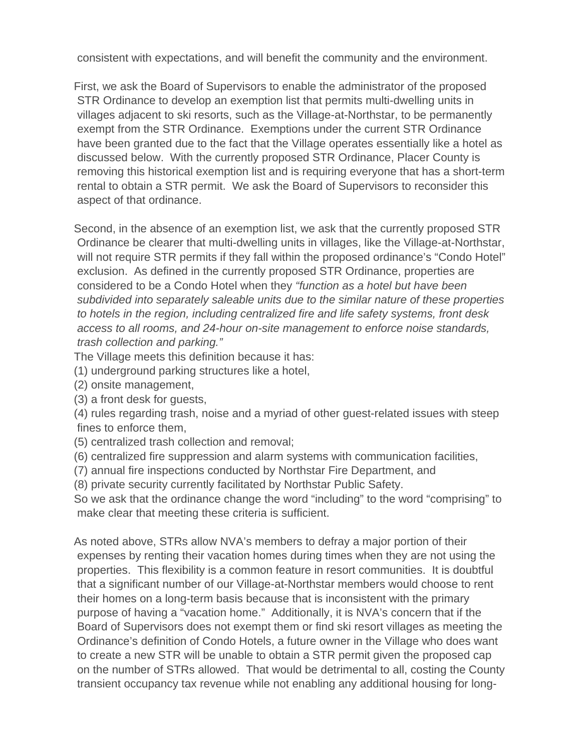consistent with expectations, and will benefit the community and the environment.

First, we ask the Board of Supervisors to enable the administrator of the proposed STR Ordinance to develop an exemption list that permits multi-dwelling units in villages adjacent to ski resorts, such as the Village-at-Northstar, to be permanently exempt from the STR Ordinance. Exemptions under the current STR Ordinance have been granted due to the fact that the Village operates essentially like a hotel as discussed below. With the currently proposed STR Ordinance, Placer County is removing this historical exemption list and is requiring everyone that has a short-term rental to obtain a STR permit. We ask the Board of Supervisors to reconsider this aspect of that ordinance.

Second, in the absence of an exemption list, we ask that the currently proposed STR Ordinance be clearer that multi-dwelling units in villages, like the Village-at-Northstar, will not require STR permits if they fall within the proposed ordinance's "Condo Hotel" exclusion. As defined in the currently proposed STR Ordinance, properties are considered to be a Condo Hotel when they *"function as a hotel but have been subdivided into separately saleable units due to the similar nature of these properties to hotels in the region, including centralized fire and life safety systems, front desk access to all rooms, and 24-hour on-site management to enforce noise standards, trash collection and parking."*

The Village meets this definition because it has:

(1) underground parking structures like a hotel,
(2) onsite management,
(3) a front desk for guests,
(4) rules regarding trash, noise and a myriad of other guest-related issues with steep fines to enforce them,
(5) centralized trash collection and removal;
(6) centralized fire suppression and alarm systems with communication facilities,
(7) annual fire inspections conducted by Northstar Fire Department, and
(8) private security currently facilitated by Northstar Public Safety.

So we ask that the ordinance change the word "including" to the word "comprising" to make clear that meeting these criteria is sufficient.

As noted above, STRs allow NVA's members to defray a major portion of their expenses by renting their vacation homes during times when they are not using the properties. This flexibility is a common feature in resort communities. It is doubtful that a significant number of our Village-at-Northstar members would choose to rent their homes on a long-term basis because that is inconsistent with the primary purpose of having a "vacation home." Additionally, it is NVA's concern that if the Board of Supervisors does not exempt them or find ski resort villages as meeting the Ordinance's definition of Condo Hotels, a future owner in the Village who does want to create a new STR will be unable to obtain a STR permit given the proposed cap on the number of STRs allowed. That would be detrimental to all, costing the County transient occupancy tax revenue while not enabling any additional housing for long-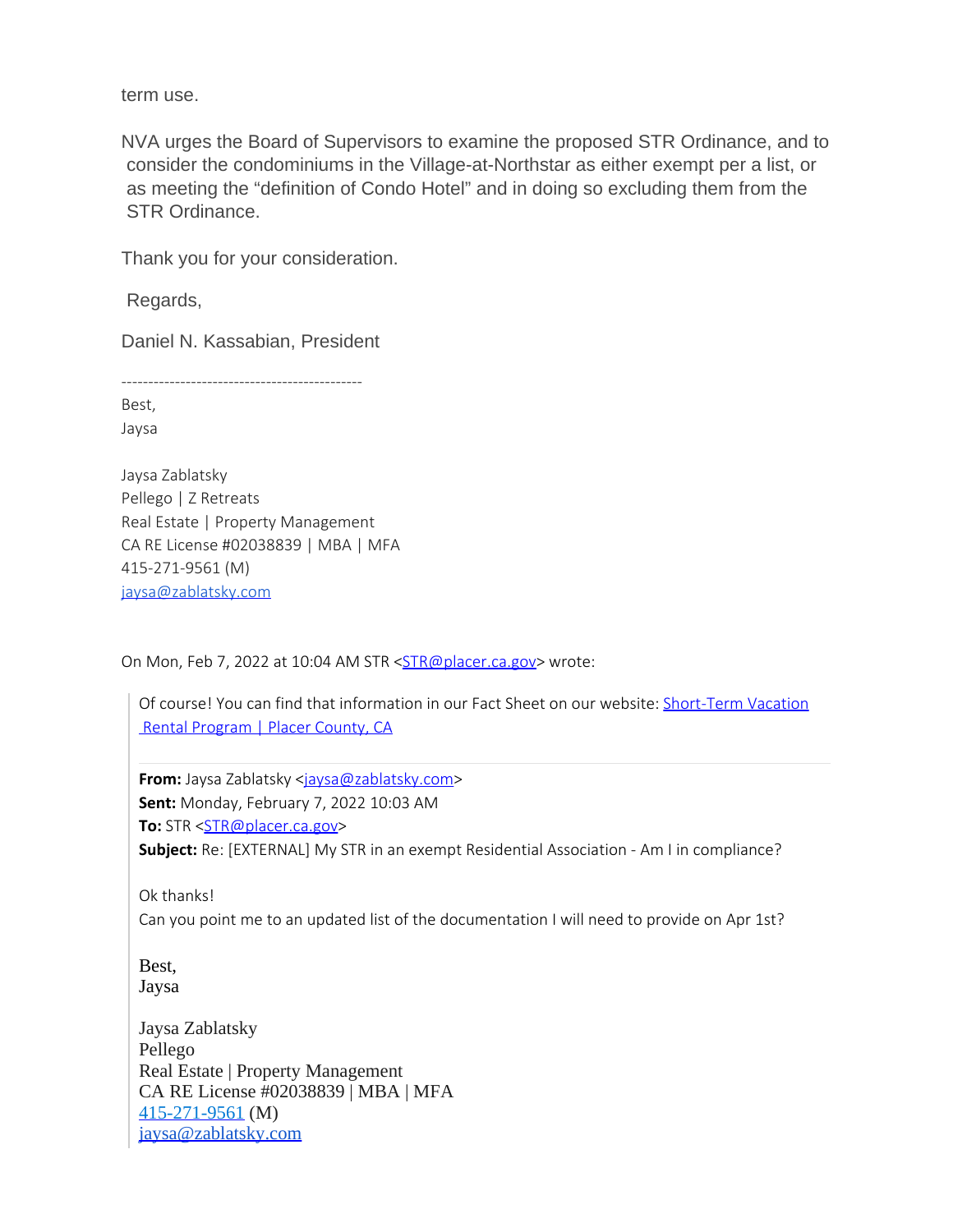term use.

NVA urges the Board of Supervisors to examine the proposed STR Ordinance, and to consider the condominiums in the Village-at-Northstar as either exempt per a list, or as meeting the "definition of Condo Hotel" and in doing so excluding them from the STR Ordinance.

Thank you for your consideration.

Regards,

Daniel N. Kassabian, President

---------------------------------------------

Best,
Jaysa

Jaysa Zablatsky
Pellego | Z Retreats
Real Estate | Property Management
CA RE License #02038839 | MBA | MFA
415-271-9561 (M)
jaysa@zablatsky.com

On Mon, Feb 7, 2022 at 10:04 AM STR <STR@placer.ca.gov> wrote:

> Of course! You can find that information in our Fact Sheet on our website: Short-Term Vacation Rental Program | Placer County, CA
>
> **From:** Jaysa Zablatsky <jaysa@zablatsky.com>
> **Sent:** Monday, February 7, 2022 10:03 AM
> **To:** STR <STR@placer.ca.gov>
> **Subject:** Re: [EXTERNAL] My STR in an exempt Residential Association - Am I in compliance?
>
> Ok thanks!
> Can you point me to an updated list of the documentation I will need to provide on Apr 1st?
>
> Best,
> Jaysa
>
> Jaysa Zablatsky
> Pellego
> Real Estate | Property Management
> CA RE License #02038839 | MBA | MFA
> 415-271-9561 (M)
> jaysa@zablatsky.com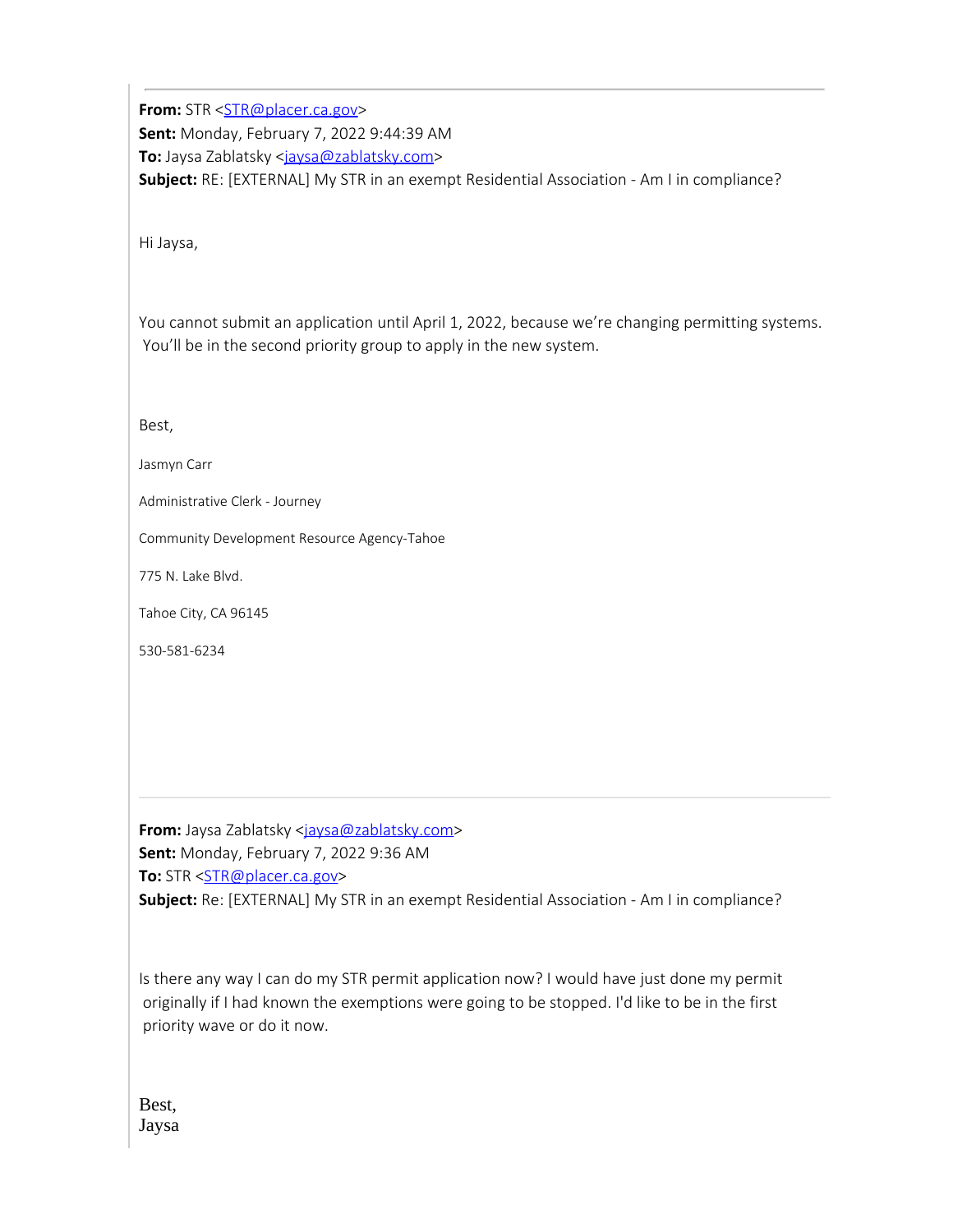---

**From:** STR <STR@placer.ca.gov>
**Sent:** Monday, February 7, 2022 9:44:39 AM
**To:** Jaysa Zablatsky <jaysa@zablatsky.com>
**Subject:** RE: [EXTERNAL] My STR in an exempt Residential Association - Am I in compliance?

Hi Jaysa,

You cannot submit an application until April 1, 2022, because we're changing permitting systems. You'll be in the second priority group to apply in the new system.

Best,

Jasmyn Carr

Administrative Clerk - Journey

Community Development Resource Agency-Tahoe

775 N. Lake Blvd.

Tahoe City, CA 96145

530-581-6234

---

**From:** Jaysa Zablatsky <jaysa@zablatsky.com>
**Sent:** Monday, February 7, 2022 9:36 AM
**To:** STR <STR@placer.ca.gov>
**Subject:** Re: [EXTERNAL] My STR in an exempt Residential Association - Am I in compliance?

Is there any way I can do my STR permit application now? I would have just done my permit originally if I had known the exemptions were going to be stopped. I'd like to be in the first priority wave or do it now.

Best,
Jaysa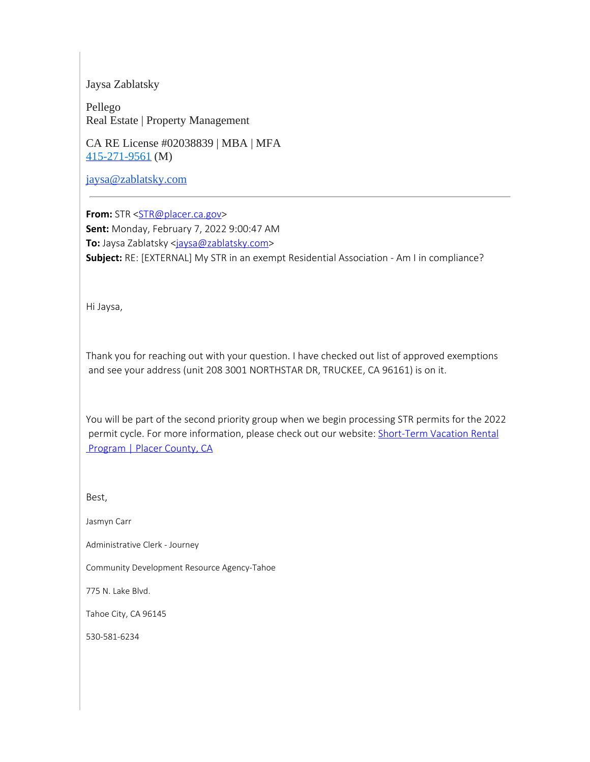Jaysa Zablatsky

Pellego
Real Estate | Property Management

CA RE License #02038839 | MBA | MFA
[415-271-9561](tel:415-271-9561) (M)

[jaysa@zablatsky.com](mailto:jaysa@zablatsky.com)

---

**From:** STR <[STR@placer.ca.gov](mailto:STR@placer.ca.gov)>
**Sent:** Monday, February 7, 2022 9:00:47 AM
**To:** Jaysa Zablatsky <[jaysa@zablatsky.com](mailto:jaysa@zablatsky.com)>
**Subject:** RE: [EXTERNAL] My STR in an exempt Residential Association - Am I in compliance?

Hi Jaysa,

Thank you for reaching out with your question. I have checked out list of approved exemptions and see your address (unit 208 3001 NORTHSTAR DR, TRUCKEE, CA 96161) is on it.

You will be part of the second priority group when we begin processing STR permits for the 2022 permit cycle. For more information, please check out our website: [Short-Term Vacation Rental Program | Placer County, CA]()

Best,

Jasmyn Carr

Administrative Clerk - Journey

Community Development Resource Agency-Tahoe

775 N. Lake Blvd.

Tahoe City, CA 96145

530-581-6234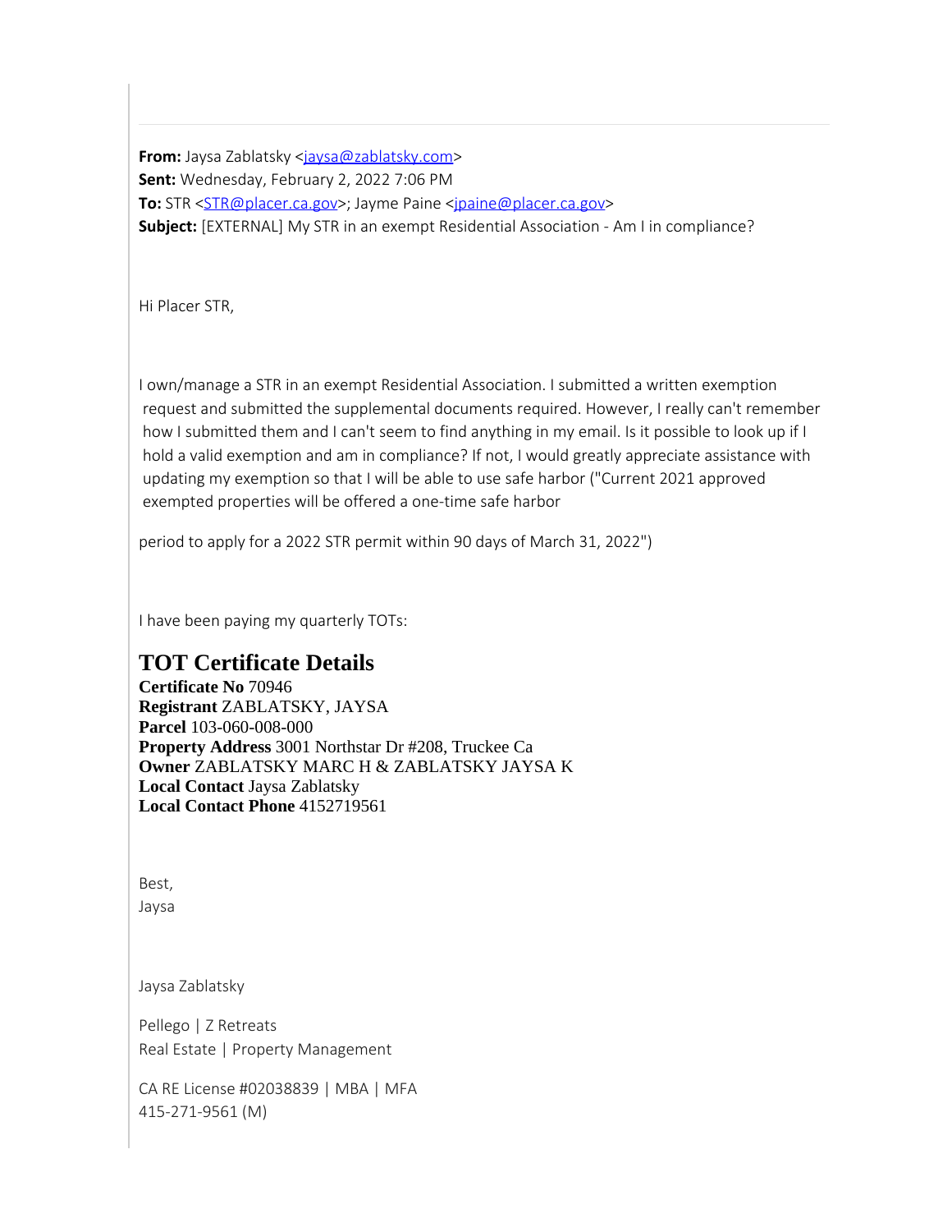**From:** Jaysa Zablatsky <jaysa@zablatsky.com>
**Sent:** Wednesday, February 2, 2022 7:06 PM
**To:** STR <STR@placer.ca.gov>; Jayme Paine <jpaine@placer.ca.gov>
**Subject:** [EXTERNAL] My STR in an exempt Residential Association - Am I in compliance?

Hi Placer STR,

I own/manage a STR in an exempt Residential Association. I submitted a written exemption request and submitted the supplemental documents required. However, I really can't remember how I submitted them and I can't seem to find anything in my email. Is it possible to look up if I hold a valid exemption and am in compliance? If not, I would greatly appreciate assistance with updating my exemption so that I will be able to use safe harbor ("Current 2021 approved exempted properties will be offered a one-time safe harbor

period to apply for a 2022 STR permit within 90 days of March 31, 2022")

I have been paying my quarterly TOTs:

## TOT Certificate Details

**Certificate No** 70946
**Registrant** ZABLATSKY, JAYSA
**Parcel** 103-060-008-000
**Property Address** 3001 Northstar Dr #208, Truckee Ca
**Owner** ZABLATSKY MARC H & ZABLATSKY JAYSA K
**Local Contact** Jaysa Zablatsky
**Local Contact Phone** 4152719561

Best,
Jaysa

Jaysa Zablatsky

Pellego | Z Retreats
Real Estate | Property Management

CA RE License #02038839 | MBA | MFA
415-271-9561 (M)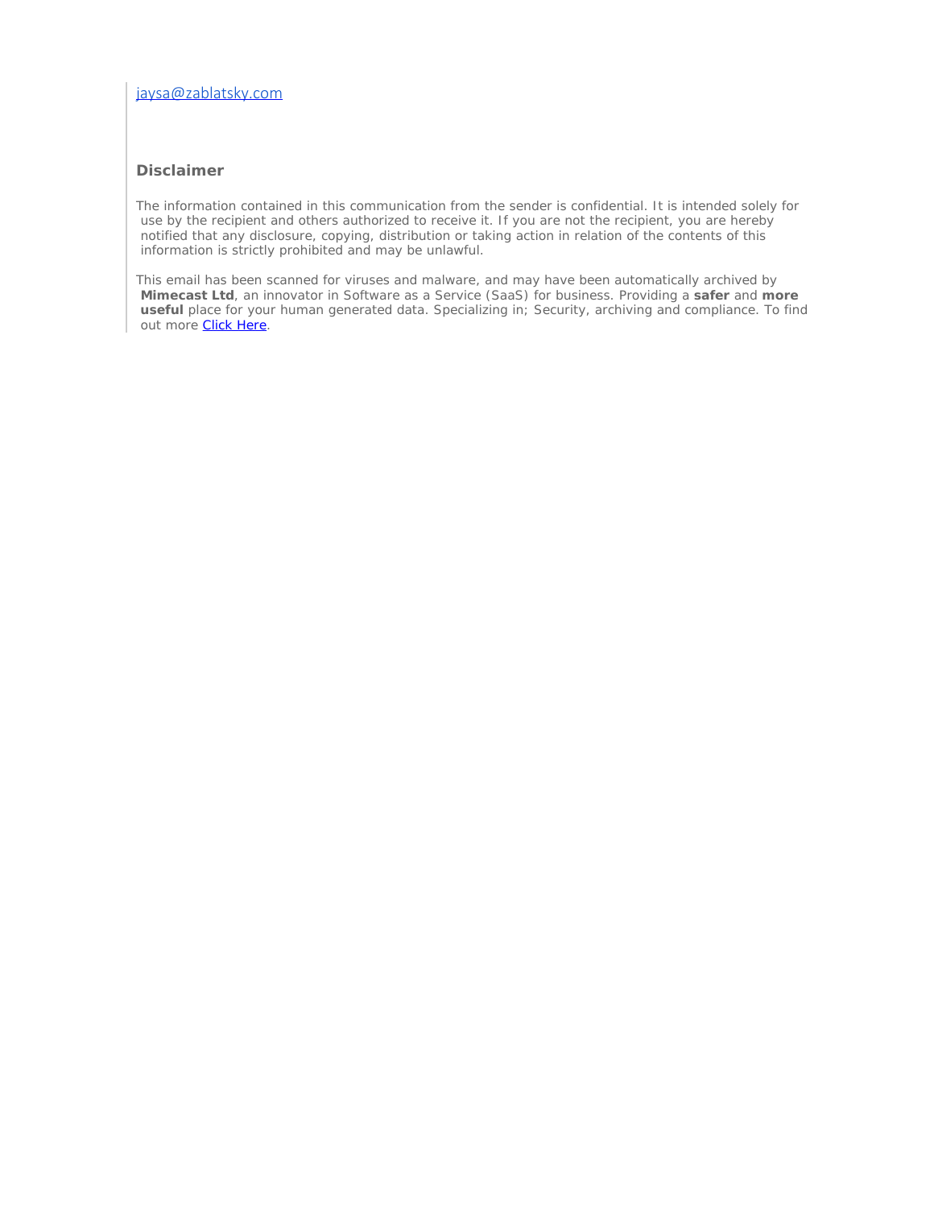jaysa@zablatsky.com

### Disclaimer

The information contained in this communication from the sender is confidential. It is intended solely for use by the recipient and others authorized to receive it. If you are not the recipient, you are hereby notified that any disclosure, copying, distribution or taking action in relation of the contents of this information is strictly prohibited and may be unlawful.

This email has been scanned for viruses and malware, and may have been automatically archived by **Mimecast Ltd**, an innovator in Software as a Service (SaaS) for business. Providing a **safer** and **more useful** place for your human generated data. Specializing in; Security, archiving and compliance. To find out more Click Here.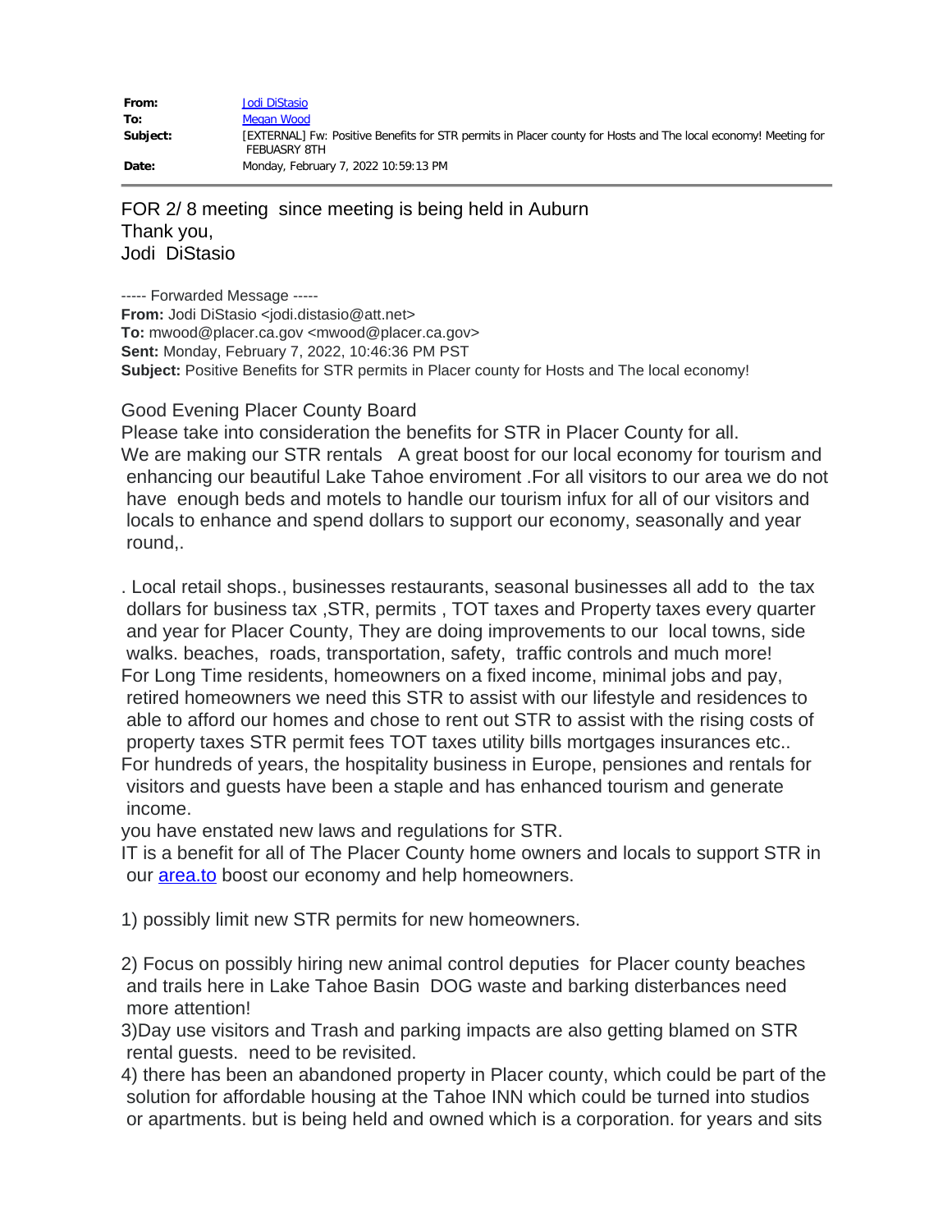| | |
|---|---|
| **From:** | Jodi DiStasio |
| **To:** | Megan Wood |
| **Subject:** | [EXTERNAL] Fw: Positive Benefits for STR permits in Placer county for Hosts and The local economy! Meeting for FEBUASRY 8TH |
| **Date:** | Monday, February 7, 2022 10:59:13 PM |

FOR 2/ 8 meeting since meeting is being held in Auburn
Thank you,
Jodi DiStasio

----- Forwarded Message -----
**From:** Jodi DiStasio <jodi.distasio@att.net>
**To:** mwood@placer.ca.gov <mwood@placer.ca.gov>
**Sent:** Monday, February 7, 2022, 10:46:36 PM PST
**Subject:** Positive Benefits for STR permits in Placer county for Hosts and The local economy!

Good Evening Placer County Board
Please take into consideration the benefits for STR in Placer County for all.
We are making our STR rentals A great boost for our local economy for tourism and enhancing our beautiful Lake Tahoe enviroment .For all visitors to our area we do not have enough beds and motels to handle our tourism infux for all of our visitors and locals to enhance and spend dollars to support our economy, seasonally and year round,.

. Local retail shops., businesses restaurants, seasonal businesses all add to the tax dollars for business tax ,STR, permits , TOT taxes and Property taxes every quarter and year for Placer County, They are doing improvements to our local towns, side walks. beaches, roads, transportation, safety, traffic controls and much more!
For Long Time residents, homeowners on a fixed income, minimal jobs and pay, retired homeowners we need this STR to assist with our lifestyle and residences to able to afford our homes and chose to rent out STR to assist with the rising costs of property taxes STR permit fees TOT taxes utility bills mortgages insurances etc..
For hundreds of years, the hospitality business in Europe, pensiones and rentals for visitors and guests have been a staple and has enhanced tourism and generate income.
you have enstated new laws and regulations for STR.
IT is a benefit for all of The Placer County home owners and locals to support STR in our area.to boost our economy and help homeowners.

1) possibly limit new STR permits for new homeowners.

2) Focus on possibly hiring new animal control deputies for Placer county beaches and trails here in Lake Tahoe Basin DOG waste and barking disterbances need more attention!
3)Day use visitors and Trash and parking impacts are also getting blamed on STR rental guests. need to be revisited.
4) there has been an abandoned property in Placer county, which could be part of the solution for affordable housing at the Tahoe INN which could be turned into studios or apartments. but is being held and owned which is a corporation. for years and sits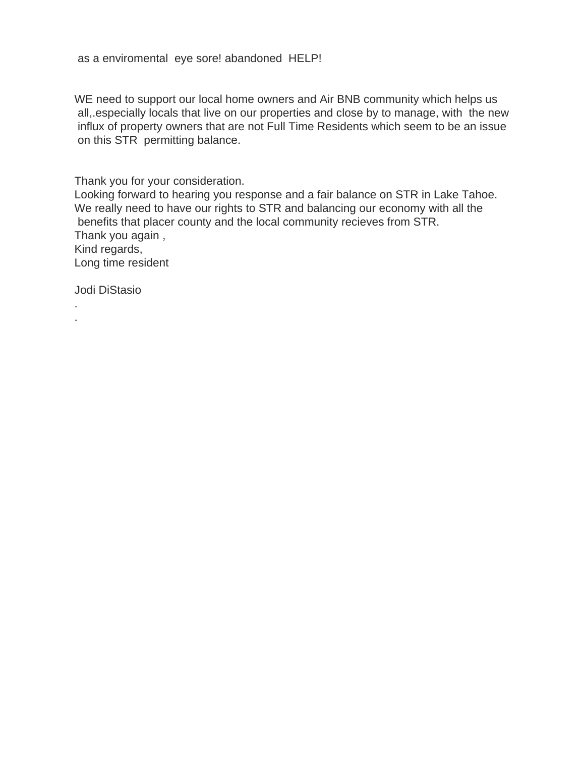as a enviromental eye sore! abandoned HELP!

WE need to support our local home owners and Air BNB community which helps us all,.especially locals that live on our properties and close by to manage, with the new influx of property owners that are not Full Time Residents which seem to be an issue on this STR permitting balance.

Thank you for your consideration.
Looking forward to hearing you response and a fair balance on STR in Lake Tahoe.
We really need to have our rights to STR and balancing our economy with all the benefits that placer county and the local community recieves from STR.
Thank you again ,
Kind regards,
Long time resident

Jodi DiStasio
.
.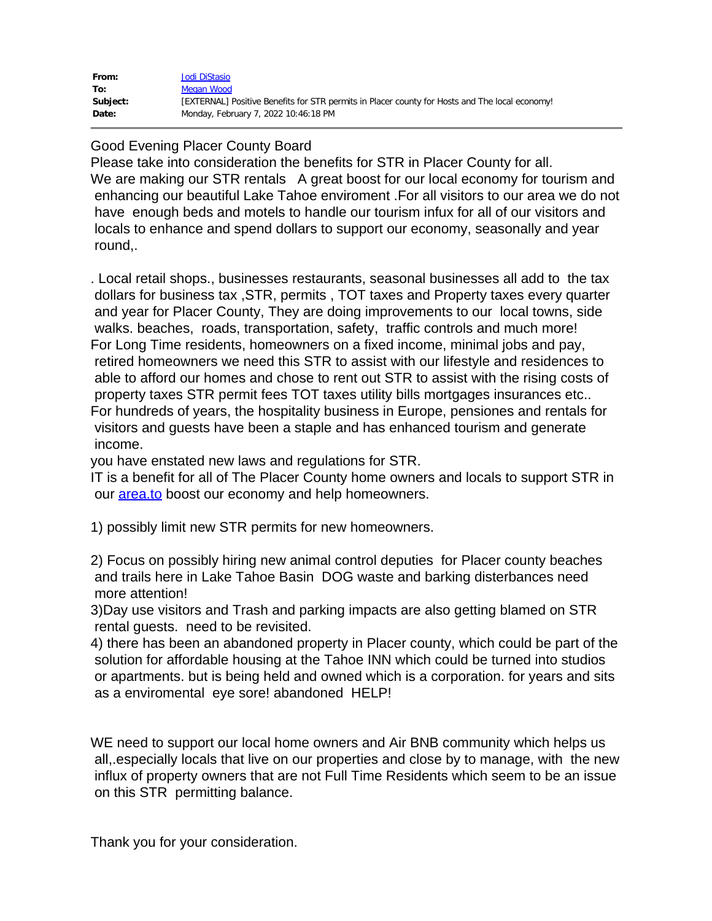| | |
|---|---|
| **From:** | Jodi DiStasio |
| **To:** | Megan Wood |
| **Subject:** | [EXTERNAL] Positive Benefits for STR permits in Placer county for Hosts and The local economy! |
| **Date:** | Monday, February 7, 2022 10:46:18 PM |

Good Evening Placer County Board

Please take into consideration the benefits for STR in Placer County for all.

We are making our STR rentals A great boost for our local economy for tourism and enhancing our beautiful Lake Tahoe enviroment .For all visitors to our area we do not have enough beds and motels to handle our tourism infux for all of our visitors and locals to enhance and spend dollars to support our economy, seasonally and year round,.

. Local retail shops., businesses restaurants, seasonal businesses all add to the tax dollars for business tax ,STR, permits , TOT taxes and Property taxes every quarter and year for Placer County, They are doing improvements to our local towns, side walks. beaches, roads, transportation, safety, traffic controls and much more!

For Long Time residents, homeowners on a fixed income, minimal jobs and pay, retired homeowners we need this STR to assist with our lifestyle and residences to able to afford our homes and chose to rent out STR to assist with the rising costs of property taxes STR permit fees TOT taxes utility bills mortgages insurances etc..

For hundreds of years, the hospitality business in Europe, pensiones and rentals for visitors and guests have been a staple and has enhanced tourism and generate income.

you have enstated new laws and regulations for STR.

IT is a benefit for all of The Placer County home owners and locals to support STR in our area.to boost our economy and help homeowners.

1) possibly limit new STR permits for new homeowners.

2) Focus on possibly hiring new animal control deputies for Placer county beaches and trails here in Lake Tahoe Basin DOG waste and barking disterbances need more attention!

3)Day use visitors and Trash and parking impacts are also getting blamed on STR rental guests. need to be revisited.

4) there has been an abandoned property in Placer county, which could be part of the solution for affordable housing at the Tahoe INN which could be turned into studios or apartments. but is being held and owned which is a corporation. for years and sits as a enviromental eye sore! abandoned HELP!

WE need to support our local home owners and Air BNB community which helps us all,.especially locals that live on our properties and close by to manage, with the new influx of property owners that are not Full Time Residents which seem to be an issue on this STR permitting balance.

Thank you for your consideration.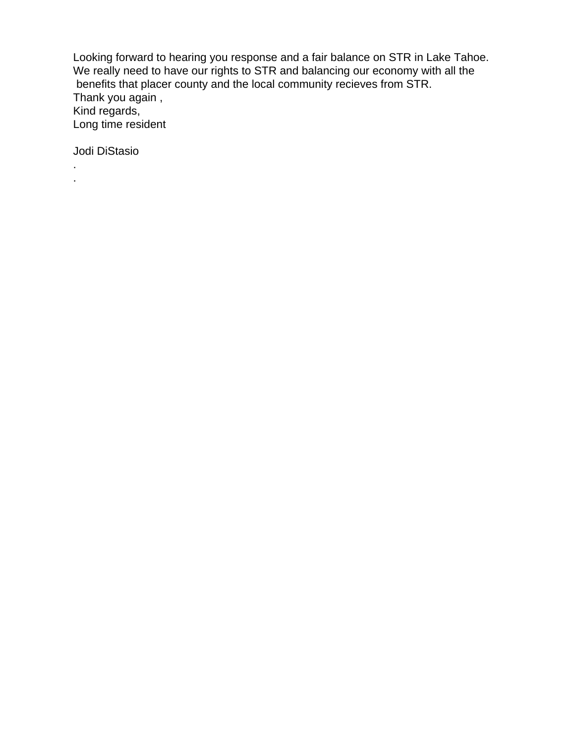Looking forward to hearing you response and a fair balance on STR in Lake Tahoe.
We really need to have our rights to STR and balancing our economy with all the
benefits that placer county and the local community recieves from STR.
Thank you again ,
Kind regards,
Long time resident

Jodi DiStasio
.
.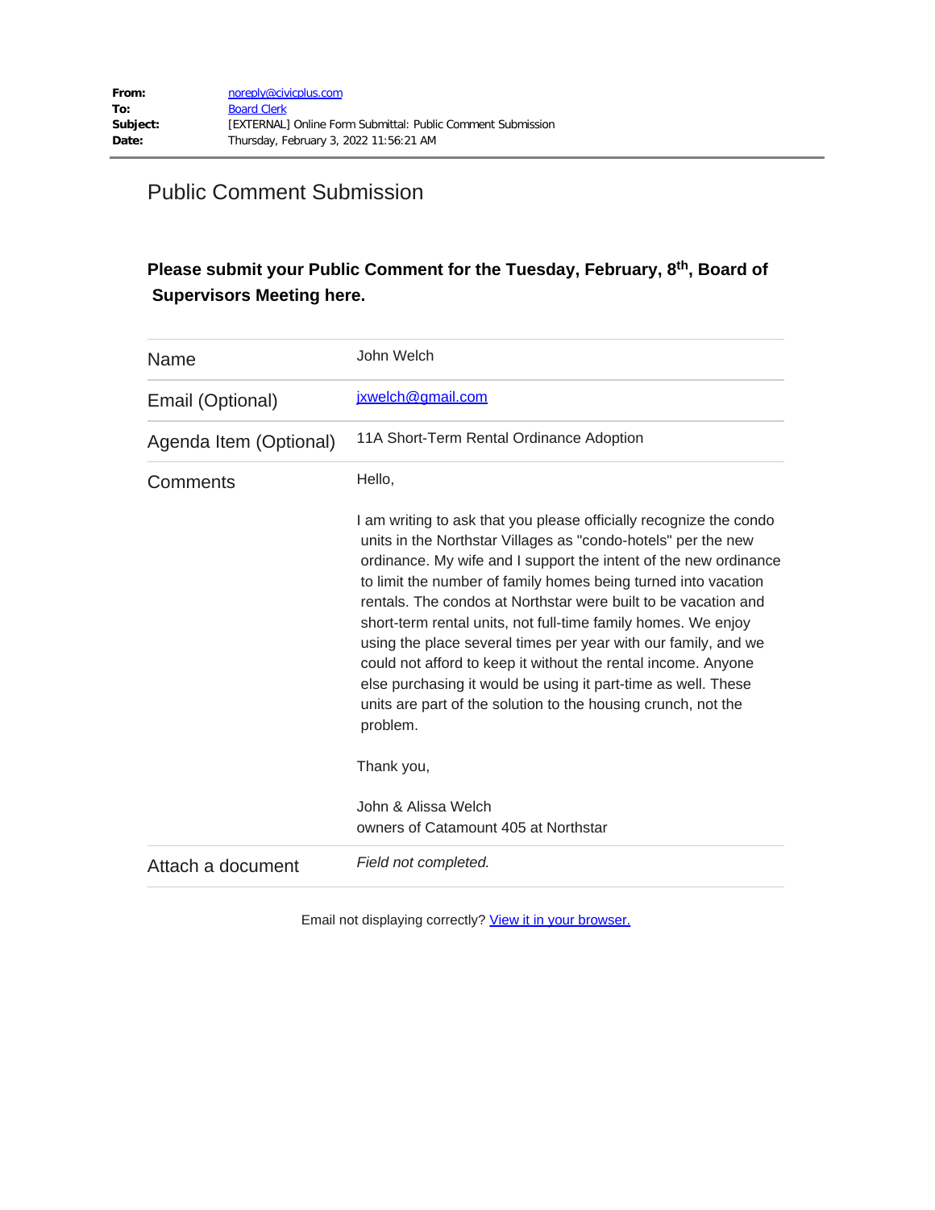| | |
|---|---|
| **From:** | noreply@civicplus.com |
| **To:** | Board Clerk |
| **Subject:** | [EXTERNAL] Online Form Submittal: Public Comment Submission |
| **Date:** | Thursday, February 3, 2022 11:56:21 AM |

# Public Comment Submission

**Please submit your Public Comment for the Tuesday, February, 8th, Board of Supervisors Meeting here.**

| | |
|---|---|
| Name | John Welch |
| Email (Optional) | jxwelch@gmail.com |
| Agenda Item (Optional) | 11A Short-Term Rental Ordinance Adoption |
| Comments | Hello,<br><br>I am writing to ask that you please officially recognize the condo units in the Northstar Villages as "condo-hotels" per the new ordinance. My wife and I support the intent of the new ordinance to limit the number of family homes being turned into vacation rentals. The condos at Northstar were built to be vacation and short-term rental units, not full-time family homes. We enjoy using the place several times per year with our family, and we could not afford to keep it without the rental income. Anyone else purchasing it would be using it part-time as well. These units are part of the solution to the housing crunch, not the problem.<br><br>Thank you,<br><br>John & Alissa Welch<br>owners of Catamount 405 at Northstar |
| Attach a document | *Field not completed.* |

Email not displaying correctly? View it in your browser.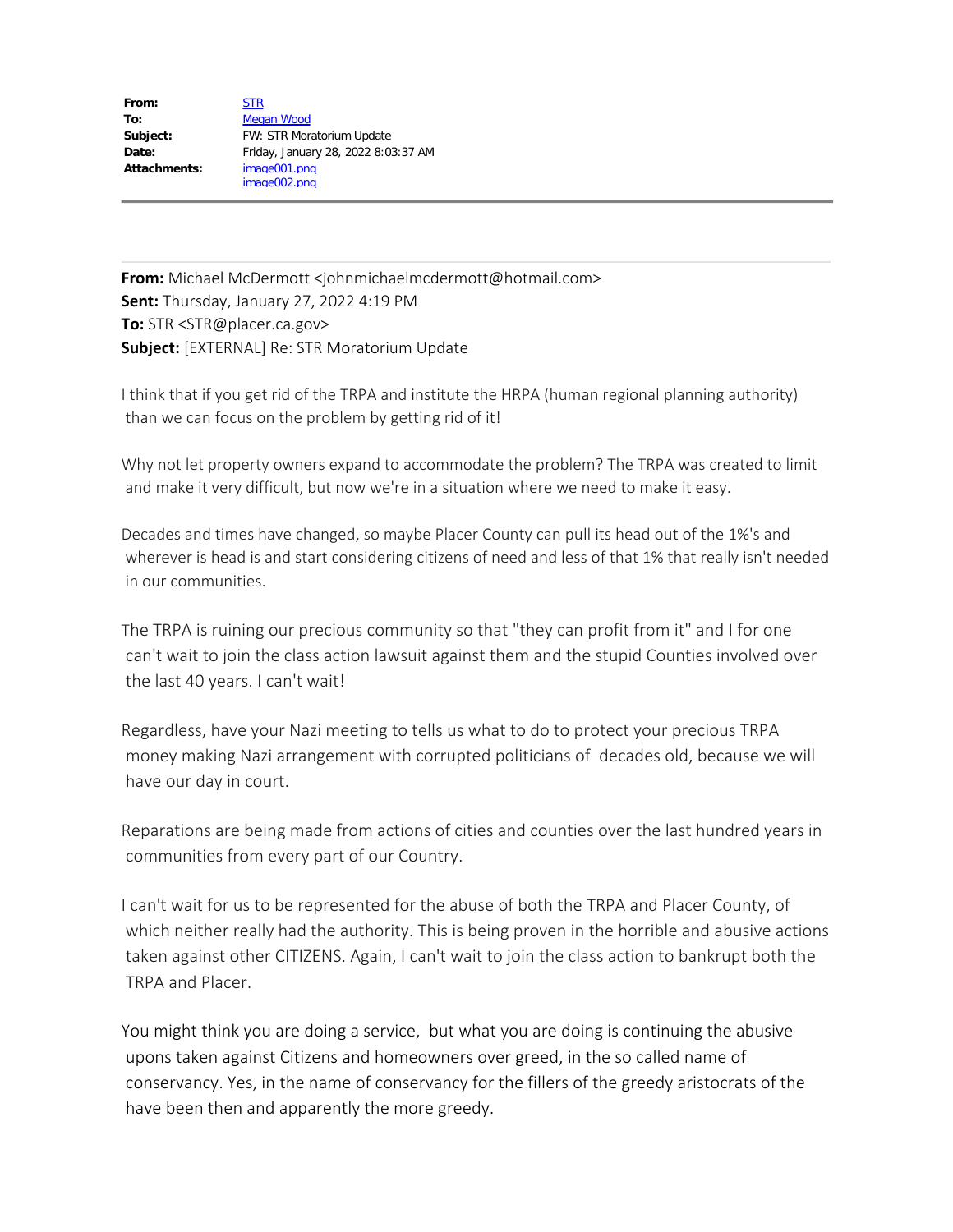| | |
|---|---|
| **From:** | STR |
| **To:** | Megan Wood |
| **Subject:** | FW: STR Moratorium Update |
| **Date:** | Friday, January 28, 2022 8:03:37 AM |
| **Attachments:** | image001.png<br>image002.png |

---

**From:** Michael McDermott <johnmichaelmcdermott@hotmail.com>
**Sent:** Thursday, January 27, 2022 4:19 PM
**To:** STR <STR@placer.ca.gov>
**Subject:** [EXTERNAL] Re: STR Moratorium Update

I think that if you get rid of the TRPA and institute the HRPA (human regional planning authority) than we can focus on the problem by getting rid of it!

Why not let property owners expand to accommodate the problem? The TRPA was created to limit and make it very difficult, but now we're in a situation where we need to make it easy.

Decades and times have changed, so maybe Placer County can pull its head out of the 1%'s and wherever is head is and start considering citizens of need and less of that 1% that really isn't needed in our communities.

The TRPA is ruining our precious community so that "they can profit from it" and I for one can't wait to join the class action lawsuit against them and the stupid Counties involved over the last 40 years. I can't wait!

Regardless, have your Nazi meeting to tells us what to do to protect your precious TRPA money making Nazi arrangement with corrupted politicians of  decades old, because we will have our day in court.

Reparations are being made from actions of cities and counties over the last hundred years in communities from every part of our Country.

I can't wait for us to be represented for the abuse of both the TRPA and Placer County, of which neither really had the authority. This is being proven in the horrible and abusive actions taken against other CITIZENS. Again, I can't wait to join the class action to bankrupt both the TRPA and Placer.

You might think you are doing a service,  but what you are doing is continuing the abusive upons taken against Citizens and homeowners over greed, in the so called name of conservancy. Yes, in the name of conservancy for the fillers of the greedy aristocrats of the have been then and apparently the more greedy.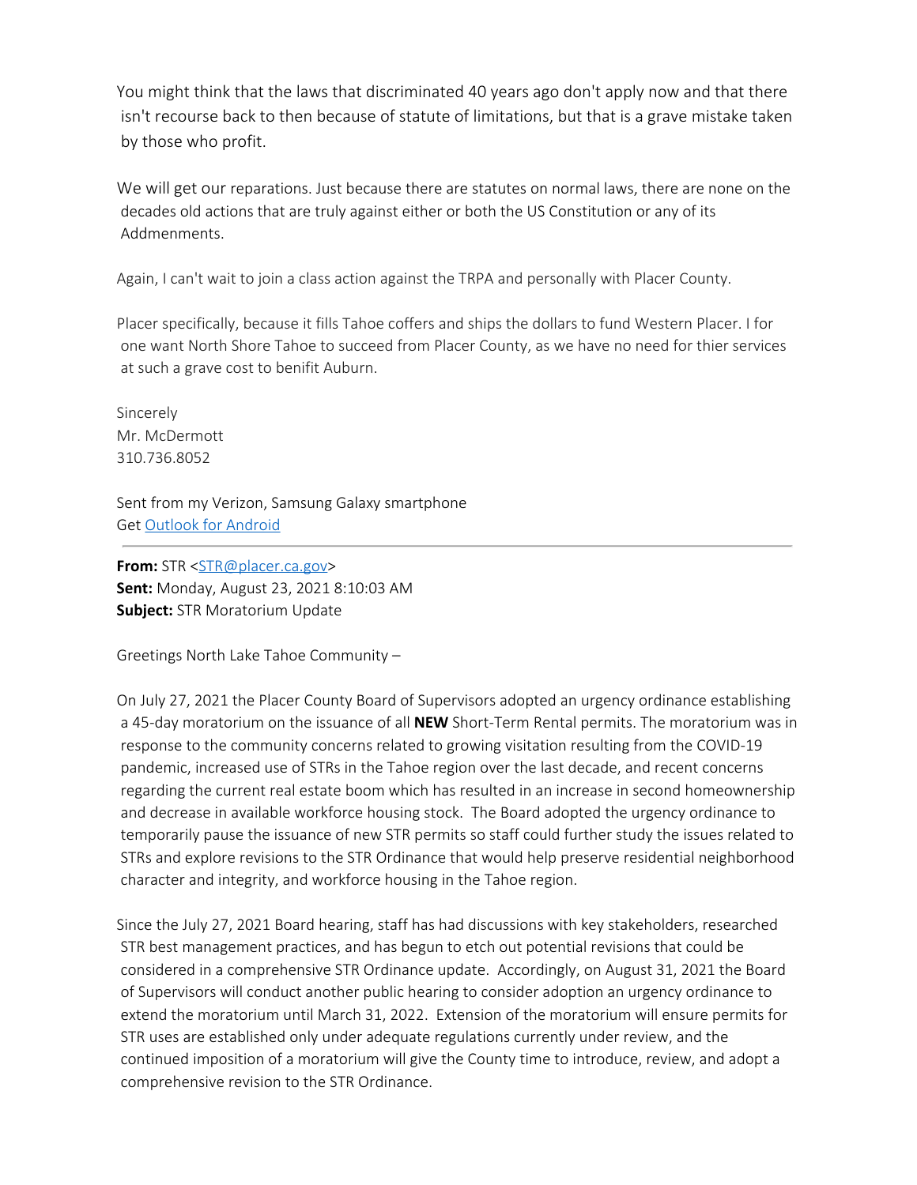You might think that the laws that discriminated 40 years ago don't apply now and that there isn't recourse back to then because of statute of limitations, but that is a grave mistake taken by those who profit.

We will get our reparations. Just because there are statutes on normal laws, there are none on the decades old actions that are truly against either or both the US Constitution or any of its Addmenments.

Again, I can't wait to join a class action against the TRPA and personally with Placer County.

Placer specifically, because it fills Tahoe coffers and ships the dollars to fund Western Placer. I for one want North Shore Tahoe to succeed from Placer County, as we have no need for thier services at such a grave cost to benifit Auburn.

Sincerely
Mr. McDermott
310.736.8052

Sent from my Verizon, Samsung Galaxy smartphone
Get [Outlook for Android](#)

---

**From:** STR <STR@placer.ca.gov>
**Sent:** Monday, August 23, 2021 8:10:03 AM
**Subject:** STR Moratorium Update

Greetings North Lake Tahoe Community –

On July 27, 2021 the Placer County Board of Supervisors adopted an urgency ordinance establishing a 45-day moratorium on the issuance of all **NEW** Short-Term Rental permits. The moratorium was in response to the community concerns related to growing visitation resulting from the COVID-19 pandemic, increased use of STRs in the Tahoe region over the last decade, and recent concerns regarding the current real estate boom which has resulted in an increase in second homeownership and decrease in available workforce housing stock. The Board adopted the urgency ordinance to temporarily pause the issuance of new STR permits so staff could further study the issues related to STRs and explore revisions to the STR Ordinance that would help preserve residential neighborhood character and integrity, and workforce housing in the Tahoe region.

Since the July 27, 2021 Board hearing, staff has had discussions with key stakeholders, researched STR best management practices, and has begun to etch out potential revisions that could be considered in a comprehensive STR Ordinance update. Accordingly, on August 31, 2021 the Board of Supervisors will conduct another public hearing to consider adoption an urgency ordinance to extend the moratorium until March 31, 2022. Extension of the moratorium will ensure permits for STR uses are established only under adequate regulations currently under review, and the continued imposition of a moratorium will give the County time to introduce, review, and adopt a comprehensive revision to the STR Ordinance.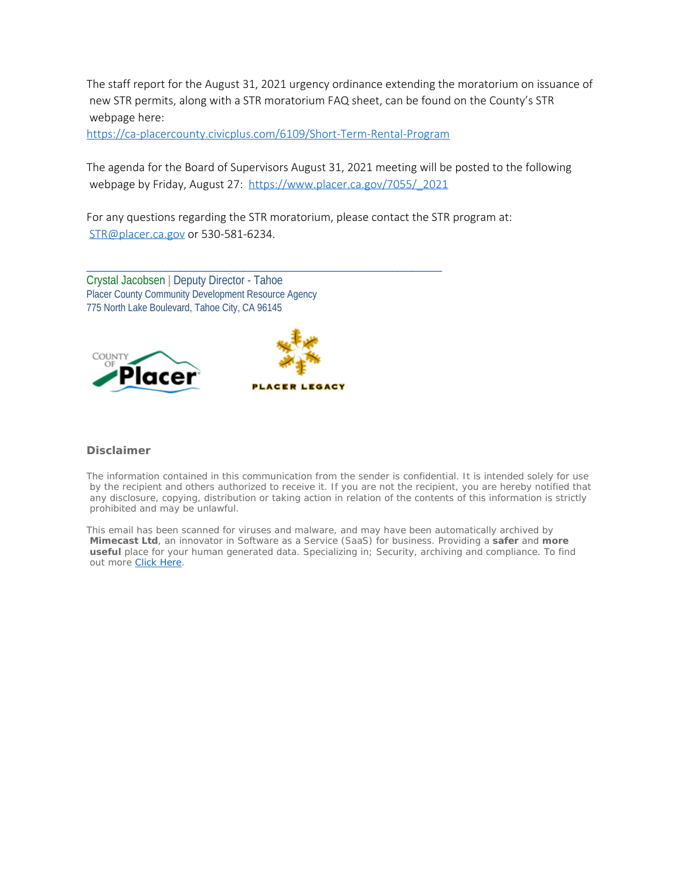The staff report for the August 31, 2021 urgency ordinance extending the moratorium on issuance of new STR permits, along with a STR moratorium FAQ sheet, can be found on the County's STR webpage here: https://ca-placercounty.civicplus.com/6109/Short-Term-Rental-Program

The agenda for the Board of Supervisors August 31, 2021 meeting will be posted to the following webpage by Friday, August 27: https://www.placer.ca.gov/7055/_2021

For any questions regarding the STR moratorium, please contact the STR program at: STR@placer.ca.gov or 530-581-6234.

---

Crystal Jacobsen | Deputy Director - Tahoe
Placer County Community Development Resource Agency
775 North Lake Boulevard, Tahoe City, CA 96145

COUNTY OF Placer

PLACER LEGACY

**Disclaimer**

The information contained in this communication from the sender is confidential. It is intended solely for use by the recipient and others authorized to receive it. If you are not the recipient, you are hereby notified that any disclosure, copying, distribution or taking action in relation of the contents of this information is strictly prohibited and may be unlawful.

This email has been scanned for viruses and malware, and may have been automatically archived by **Mimecast Ltd**, an innovator in Software as a Service (SaaS) for business. Providing a **safer** and **more useful** place for your human generated data. Specializing in; Security, archiving and compliance. To find out more Click Here.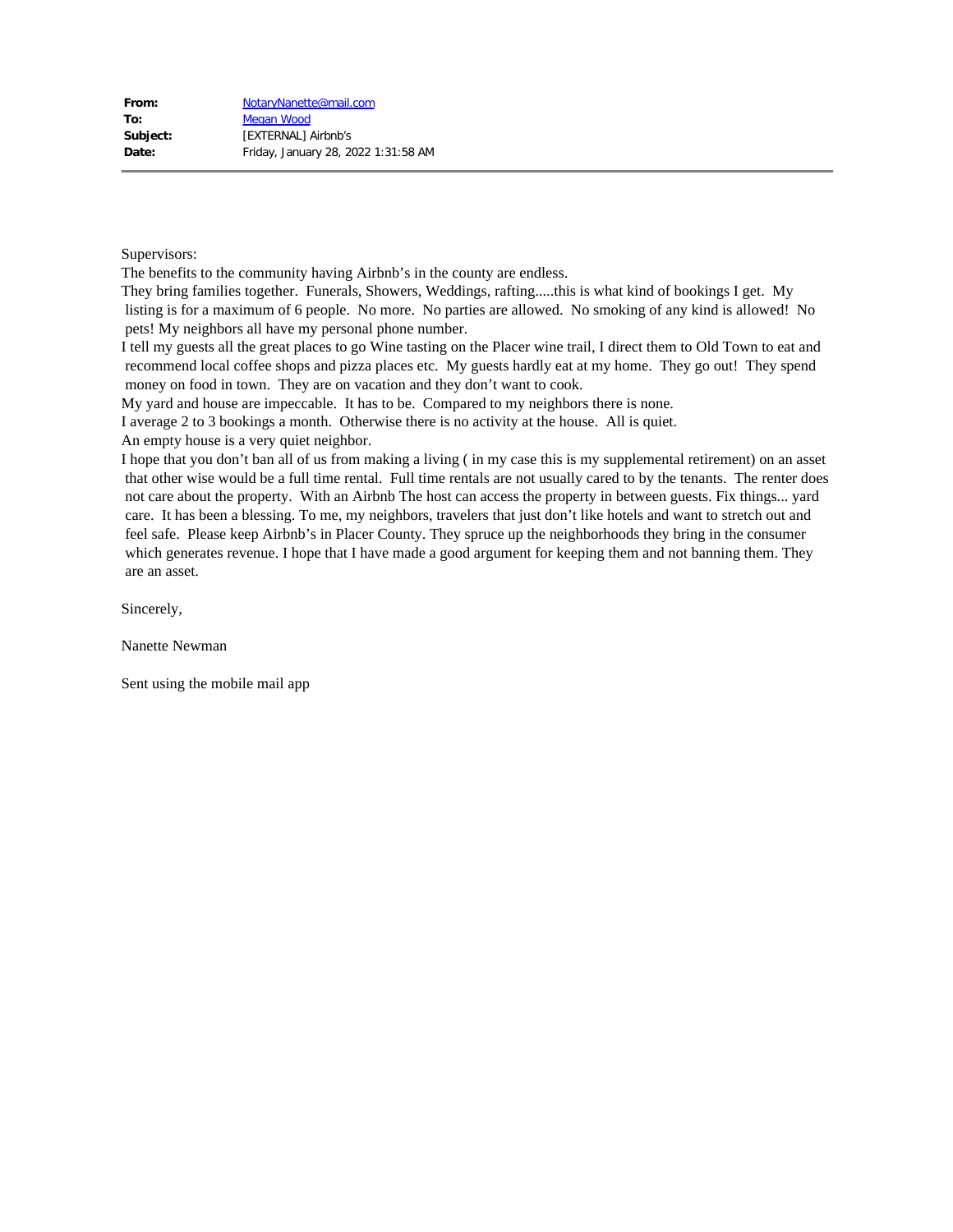| | |
|---|---|
| **From:** | NotaryNanette@mail.com |
| **To:** | Megan Wood |
| **Subject:** | [EXTERNAL] Airbnb's |
| **Date:** | Friday, January 28, 2022 1:31:58 AM |

Supervisors:

The benefits to the community having Airbnb's in the county are endless.

They bring families together. Funerals, Showers, Weddings, rafting.....this is what kind of bookings I get. My listing is for a maximum of 6 people. No more. No parties are allowed. No smoking of any kind is allowed! No pets! My neighbors all have my personal phone number.

I tell my guests all the great places to go Wine tasting on the Placer wine trail, I direct them to Old Town to eat and recommend local coffee shops and pizza places etc. My guests hardly eat at my home. They go out! They spend money on food in town. They are on vacation and they don't want to cook.

My yard and house are impeccable. It has to be. Compared to my neighbors there is none.

I average 2 to 3 bookings a month. Otherwise there is no activity at the house. All is quiet.

An empty house is a very quiet neighbor.

I hope that you don't ban all of us from making a living ( in my case this is my supplemental retirement) on an asset that other wise would be a full time rental. Full time rentals are not usually cared to by the tenants. The renter does not care about the property. With an Airbnb The host can access the property in between guests. Fix things... yard care. It has been a blessing. To me, my neighbors, travelers that just don't like hotels and want to stretch out and feel safe. Please keep Airbnb's in Placer County. They spruce up the neighborhoods they bring in the consumer which generates revenue. I hope that I have made a good argument for keeping them and not banning them. They are an asset.

Sincerely,

Nanette Newman

Sent using the mobile mail app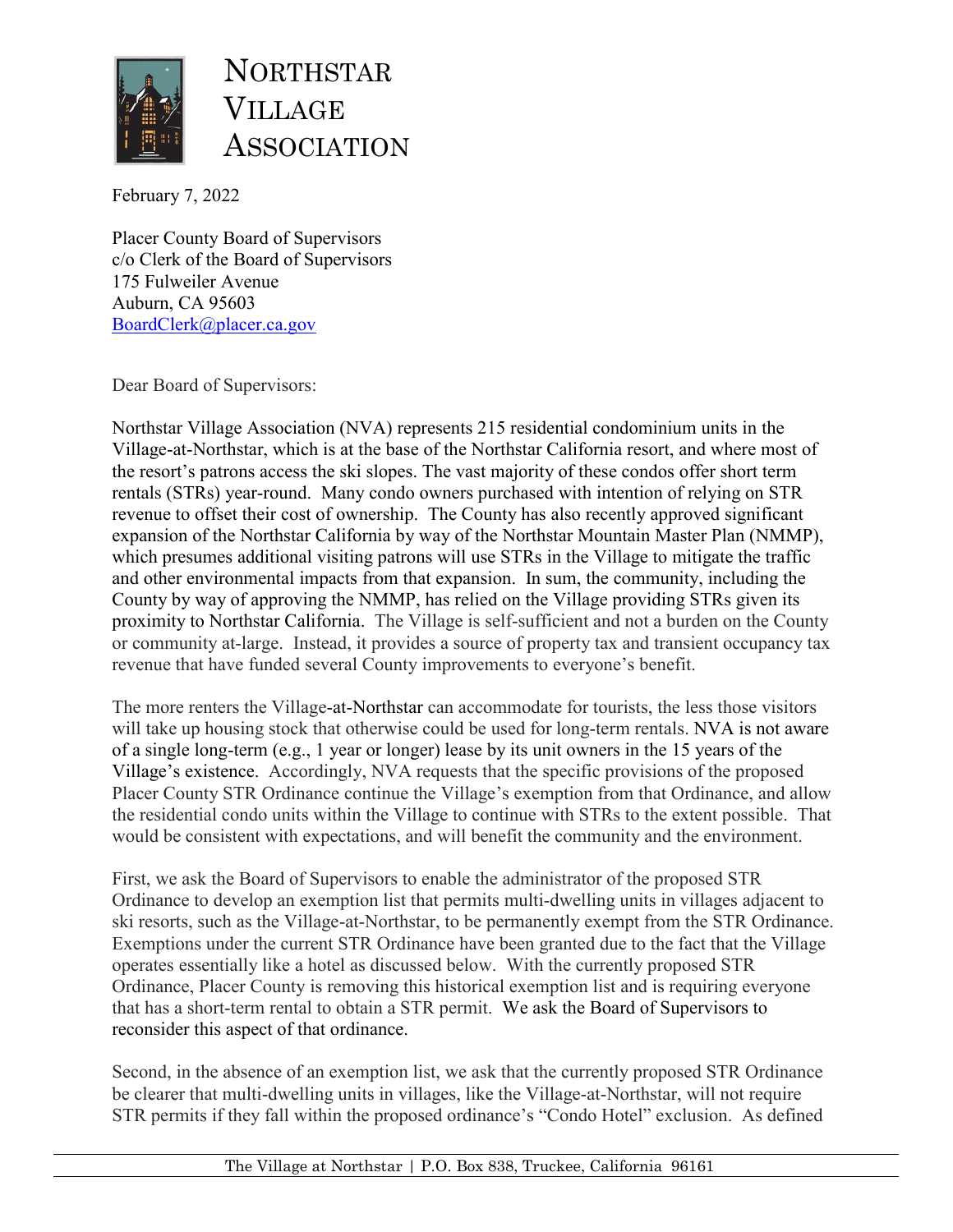# NORTHSTAR VILLAGE ASSOCIATION

February 7, 2022

Placer County Board of Supervisors
c/o Clerk of the Board of Supervisors
175 Fulweiler Avenue
Auburn, CA 95603
BoardClerk@placer.ca.gov

Dear Board of Supervisors:

Northstar Village Association (NVA) represents 215 residential condominium units in the Village-at-Northstar, which is at the base of the Northstar California resort, and where most of the resort's patrons access the ski slopes. The vast majority of these condos offer short term rentals (STRs) year-round. Many condo owners purchased with intention of relying on STR revenue to offset their cost of ownership. The County has also recently approved significant expansion of the Northstar California by way of the Northstar Mountain Master Plan (NMMP), which presumes additional visiting patrons will use STRs in the Village to mitigate the traffic and other environmental impacts from that expansion. In sum, the community, including the County by way of approving the NMMP, has relied on the Village providing STRs given its proximity to Northstar California. The Village is self-sufficient and not a burden on the County or community at-large. Instead, it provides a source of property tax and transient occupancy tax revenue that have funded several County improvements to everyone's benefit.

The more renters the Village-at-Northstar can accommodate for tourists, the less those visitors will take up housing stock that otherwise could be used for long-term rentals. NVA is not aware of a single long-term (e.g., 1 year or longer) lease by its unit owners in the 15 years of the Village's existence. Accordingly, NVA requests that the specific provisions of the proposed Placer County STR Ordinance continue the Village's exemption from that Ordinance, and allow the residential condo units within the Village to continue with STRs to the extent possible. That would be consistent with expectations, and will benefit the community and the environment.

First, we ask the Board of Supervisors to enable the administrator of the proposed STR Ordinance to develop an exemption list that permits multi-dwelling units in villages adjacent to ski resorts, such as the Village-at-Northstar, to be permanently exempt from the STR Ordinance. Exemptions under the current STR Ordinance have been granted due to the fact that the Village operates essentially like a hotel as discussed below. With the currently proposed STR Ordinance, Placer County is removing this historical exemption list and is requiring everyone that has a short-term rental to obtain a STR permit. We ask the Board of Supervisors to reconsider this aspect of that ordinance.

Second, in the absence of an exemption list, we ask that the currently proposed STR Ordinance be clearer that multi-dwelling units in villages, like the Village-at-Northstar, will not require STR permits if they fall within the proposed ordinance's "Condo Hotel" exclusion. As defined

The Village at Northstar | P.O. Box 838, Truckee, California 96161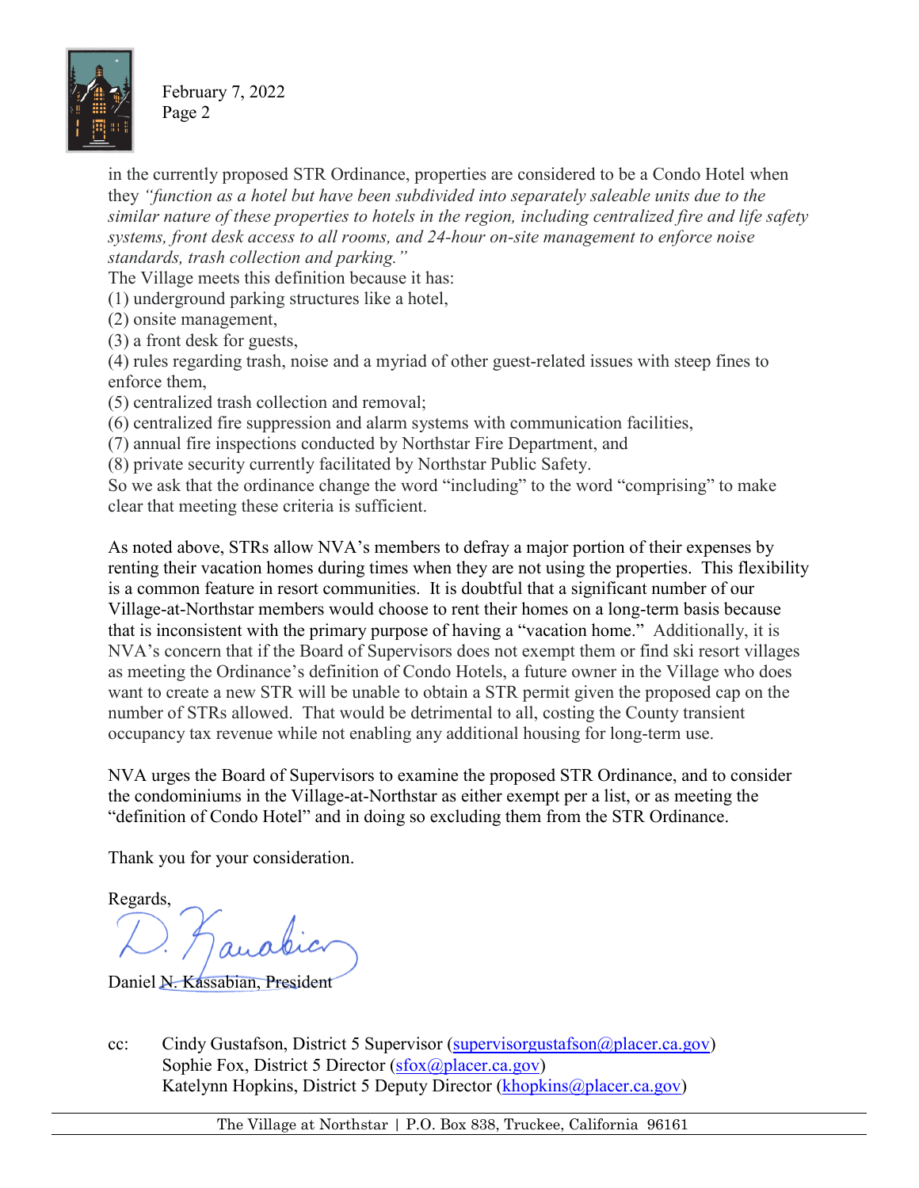in the currently proposed STR Ordinance, properties are considered to be a Condo Hotel when they *"function as a hotel but have been subdivided into separately saleable units due to the similar nature of these properties to hotels in the region, including centralized fire and life safety systems, front desk access to all rooms, and 24-hour on-site management to enforce noise standards, trash collection and parking."*

The Village meets this definition because it has:

(1) underground parking structures like a hotel,

(2) onsite management,

(3) a front desk for guests,

(4) rules regarding trash, noise and a myriad of other guest-related issues with steep fines to enforce them,

(5) centralized trash collection and removal;

(6) centralized fire suppression and alarm systems with communication facilities,

(7) annual fire inspections conducted by Northstar Fire Department, and

(8) private security currently facilitated by Northstar Public Safety.

So we ask that the ordinance change the word "including" to the word "comprising" to make clear that meeting these criteria is sufficient.

As noted above, STRs allow NVA's members to defray a major portion of their expenses by renting their vacation homes during times when they are not using the properties. This flexibility is a common feature in resort communities. It is doubtful that a significant number of our Village-at-Northstar members would choose to rent their homes on a long-term basis because that is inconsistent with the primary purpose of having a "vacation home." Additionally, it is NVA's concern that if the Board of Supervisors does not exempt them or find ski resort villages as meeting the Ordinance's definition of Condo Hotels, a future owner in the Village who does want to create a new STR will be unable to obtain a STR permit given the proposed cap on the number of STRs allowed. That would be detrimental to all, costing the County transient occupancy tax revenue while not enabling any additional housing for long-term use.

NVA urges the Board of Supervisors to examine the proposed STR Ordinance, and to consider the condominiums in the Village-at-Northstar as either exempt per a list, or as meeting the "definition of Condo Hotel" and in doing so excluding them from the STR Ordinance.

Thank you for your consideration.

Regards,

Daniel N. Kassabian, President

cc: Cindy Gustafson, District 5 Supervisor (supervisorgustafson@placer.ca.gov)
Sophie Fox, District 5 Director (sfox@placer.ca.gov)
Katelynn Hopkins, District 5 Deputy Director (khopkins@placer.ca.gov)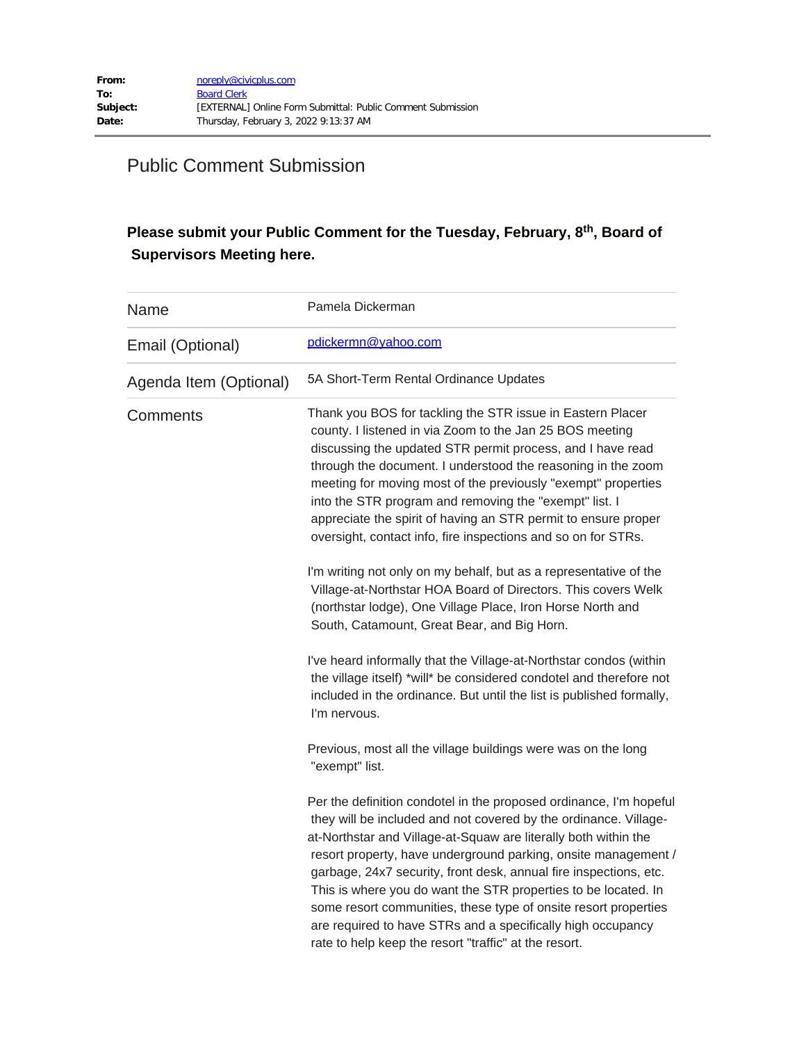| | |
|---|---|
| **From:** | noreply@civicplus.com |
| **To:** | Board Clerk |
| **Subject:** | [EXTERNAL] Online Form Submittal: Public Comment Submission |
| **Date:** | Thursday, February 3, 2022 9:13:37 AM |

## Public Comment Submission

### Please submit your Public Comment for the Tuesday, February, 8th, Board of Supervisors Meeting here.

| | |
|---|---|
| Name | Pamela Dickerman |
| Email (Optional) | pdickermn@yahoo.com |
| Agenda Item (Optional) | 5A Short-Term Rental Ordinance Updates |

Comments

Thank you BOS for tackling the STR issue in Eastern Placer county. I listened in via Zoom to the Jan 25 BOS meeting discussing the updated STR permit process, and I have read through the document. I understood the reasoning in the zoom meeting for moving most of the previously "exempt" properties into the STR program and removing the "exempt" list. I appreciate the spirit of having an STR permit to ensure proper oversight, contact info, fire inspections and so on for STRs.

I'm writing not only on my behalf, but as a representative of the Village-at-Northstar HOA Board of Directors. This covers Welk (northstar lodge), One Village Place, Iron Horse North and South, Catamount, Great Bear, and Big Horn.

I've heard informally that the Village-at-Northstar condos (within the village itself) *will* be considered condotel and therefore not included in the ordinance. But until the list is published formally, I'm nervous.

Previous, most all the village buildings were was on the long "exempt" list.

Per the definition condotel in the proposed ordinance, I'm hopeful they will be included and not covered by the ordinance. Village-at-Northstar and Village-at-Squaw are literally both within the resort property, have underground parking, onsite management / garbage, 24x7 security, front desk, annual fire inspections, etc. This is where you do want the STR properties to be located. In some resort communities, these type of onsite resort properties are required to have STRs and a specifically high occupancy rate to help keep the resort "traffic" at the resort.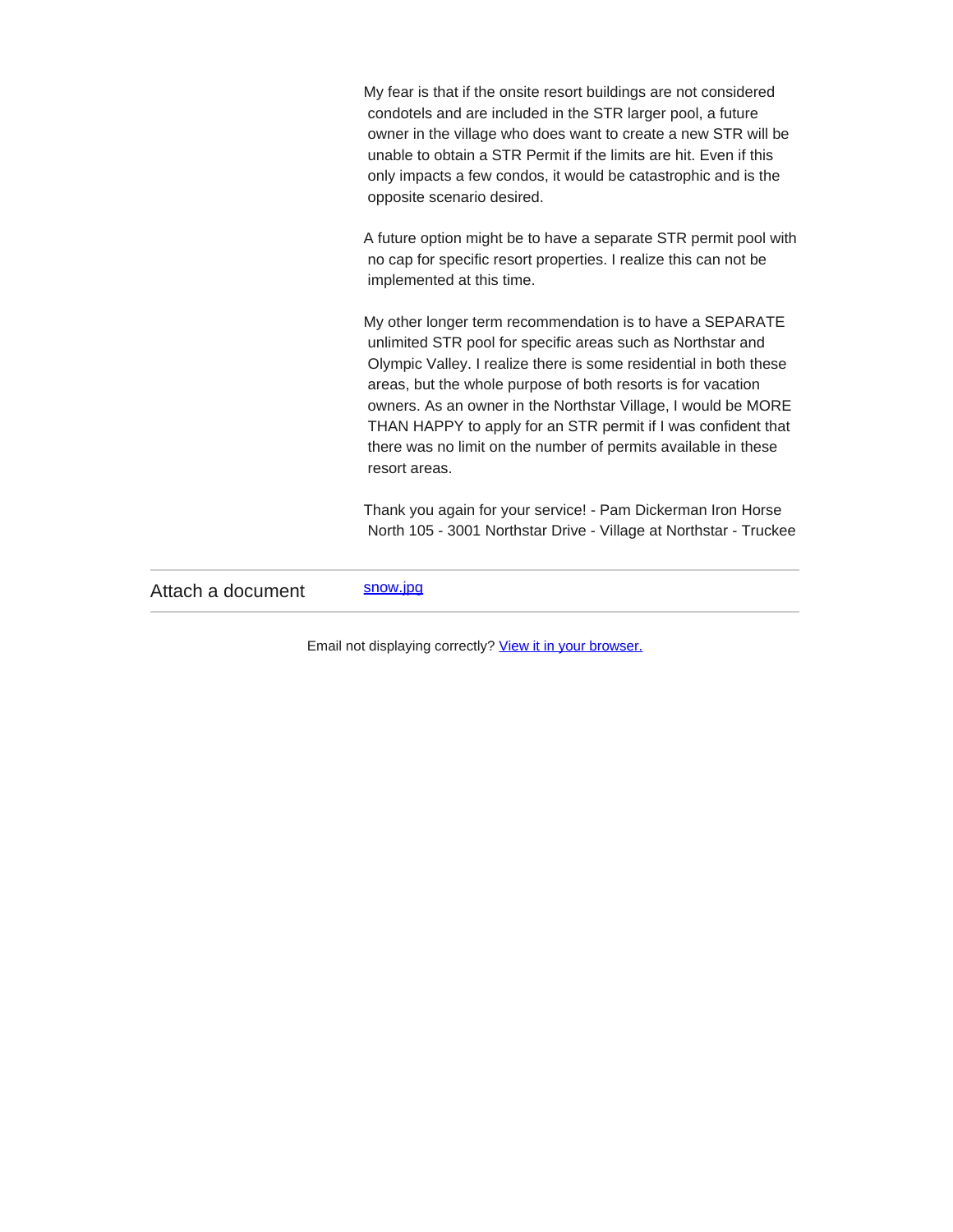My fear is that if the onsite resort buildings are not considered condotels and are included in the STR larger pool, a future owner in the village who does want to create a new STR will be unable to obtain a STR Permit if the limits are hit. Even if this only impacts a few condos, it would be catastrophic and is the opposite scenario desired.

A future option might be to have a separate STR permit pool with no cap for specific resort properties. I realize this can not be implemented at this time.

My other longer term recommendation is to have a SEPARATE unlimited STR pool for specific areas such as Northstar and Olympic Valley. I realize there is some residential in both these areas, but the whole purpose of both resorts is for vacation owners. As an owner in the Northstar Village, I would be MORE THAN HAPPY to apply for an STR permit if I was confident that there was no limit on the number of permits available in these resort areas.

Thank you again for your service! - Pam Dickerman Iron Horse North 105 - 3001 Northstar Drive - Village at Northstar - Truckee

| | |
|---|---|
| Attach a document | snow.jpg |

Email not displaying correctly? View it in your browser.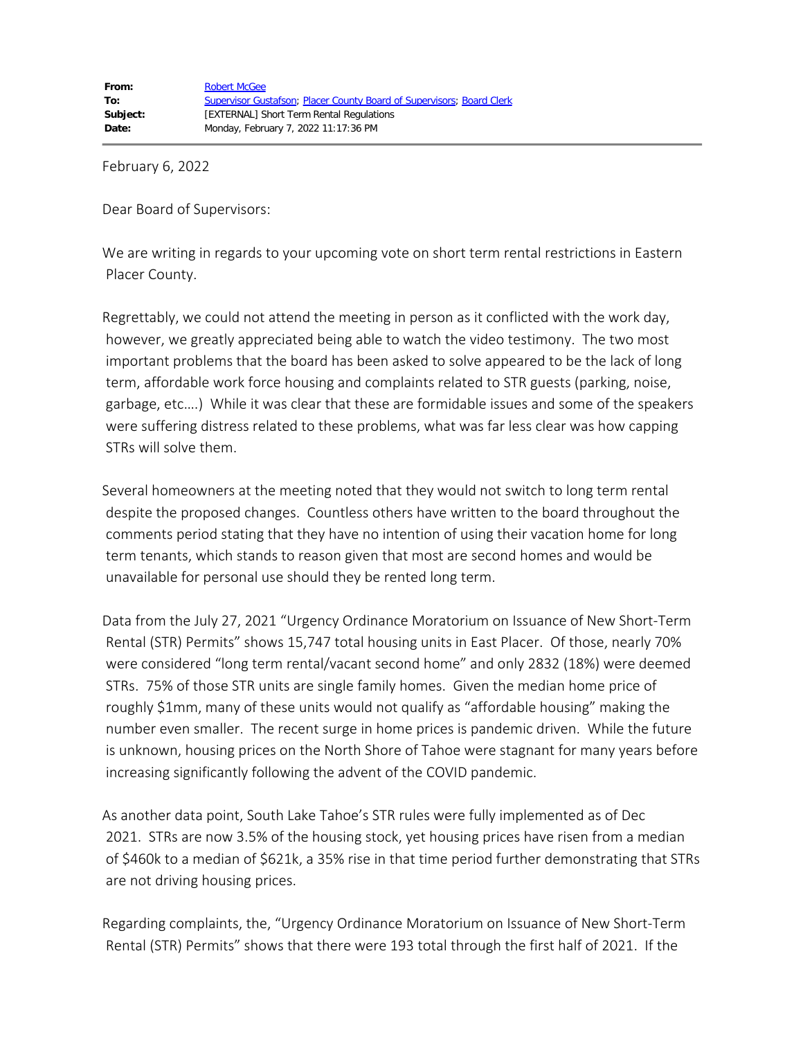| | |
|---|---|
| **From:** | Robert McGee |
| **To:** | Supervisor Gustafson; Placer County Board of Supervisors; Board Clerk |
| **Subject:** | [EXTERNAL] Short Term Rental Regulations |
| **Date:** | Monday, February 7, 2022 11:17:36 PM |

---

February 6, 2022

Dear Board of Supervisors:

We are writing in regards to your upcoming vote on short term rental restrictions in Eastern Placer County.

Regrettably, we could not attend the meeting in person as it conflicted with the work day, however, we greatly appreciated being able to watch the video testimony. The two most important problems that the board has been asked to solve appeared to be the lack of long term, affordable work force housing and complaints related to STR guests (parking, noise, garbage, etc….) While it was clear that these are formidable issues and some of the speakers were suffering distress related to these problems, what was far less clear was how capping STRs will solve them.

Several homeowners at the meeting noted that they would not switch to long term rental despite the proposed changes. Countless others have written to the board throughout the comments period stating that they have no intention of using their vacation home for long term tenants, which stands to reason given that most are second homes and would be unavailable for personal use should they be rented long term.

Data from the July 27, 2021 "Urgency Ordinance Moratorium on Issuance of New Short-Term Rental (STR) Permits" shows 15,747 total housing units in East Placer. Of those, nearly 70% were considered "long term rental/vacant second home" and only 2832 (18%) were deemed STRs. 75% of those STR units are single family homes. Given the median home price of roughly $1mm, many of these units would not qualify as "affordable housing" making the number even smaller. The recent surge in home prices is pandemic driven. While the future is unknown, housing prices on the North Shore of Tahoe were stagnant for many years before increasing significantly following the advent of the COVID pandemic.

As another data point, South Lake Tahoe's STR rules were fully implemented as of Dec 2021. STRs are now 3.5% of the housing stock, yet housing prices have risen from a median of $460k to a median of $621k, a 35% rise in that time period further demonstrating that STRs are not driving housing prices.

Regarding complaints, the, "Urgency Ordinance Moratorium on Issuance of New Short-Term Rental (STR) Permits" shows that there were 193 total through the first half of 2021. If the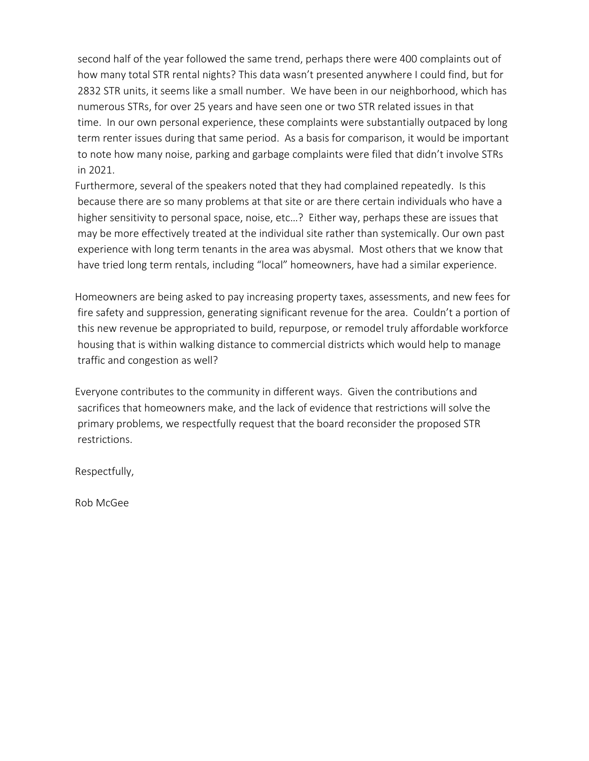second half of the year followed the same trend, perhaps there were 400 complaints out of how many total STR rental nights? This data wasn't presented anywhere I could find, but for 2832 STR units, it seems like a small number. We have been in our neighborhood, which has numerous STRs, for over 25 years and have seen one or two STR related issues in that time. In our own personal experience, these complaints were substantially outpaced by long term renter issues during that same period. As a basis for comparison, it would be important to note how many noise, parking and garbage complaints were filed that didn't involve STRs in 2021.

Furthermore, several of the speakers noted that they had complained repeatedly. Is this because there are so many problems at that site or are there certain individuals who have a higher sensitivity to personal space, noise, etc…? Either way, perhaps these are issues that may be more effectively treated at the individual site rather than systemically. Our own past experience with long term tenants in the area was abysmal. Most others that we know that have tried long term rentals, including "local" homeowners, have had a similar experience.

Homeowners are being asked to pay increasing property taxes, assessments, and new fees for fire safety and suppression, generating significant revenue for the area. Couldn't a portion of this new revenue be appropriated to build, repurpose, or remodel truly affordable workforce housing that is within walking distance to commercial districts which would help to manage traffic and congestion as well?

Everyone contributes to the community in different ways. Given the contributions and sacrifices that homeowners make, and the lack of evidence that restrictions will solve the primary problems, we respectfully request that the board reconsider the proposed STR restrictions.

Respectfully,

Rob McGee